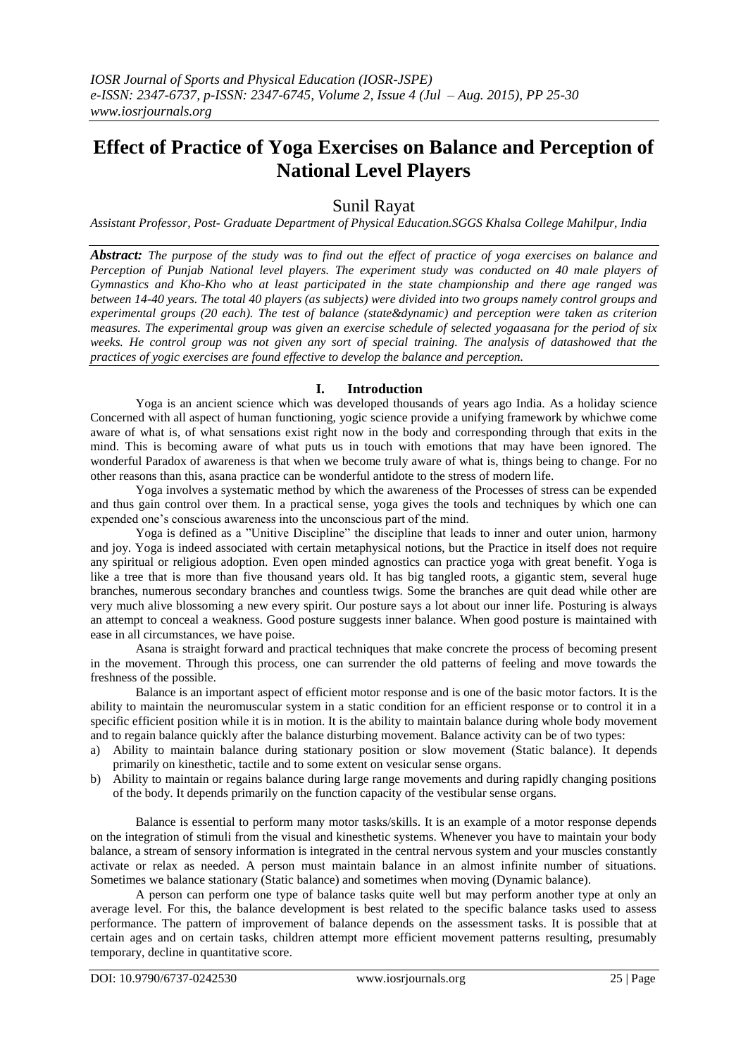# Effect of Practice of Yoga Exercises on Balance and Perception of National Level Players

Sunil Rayat

*Assistant Professor, Post- Graduate Department of Physical Education.SGGS Khalsa College Mahilpur, India*

***Abstract:*** *The purpose of the study was to find out the effect of practice of yoga exercises on balance and Perception of Punjab National level players. The experiment study was conducted on 40 male players of Gymnastics and Kho-Kho who at least participated in the state championship and there age ranged was between 14-40 years. The total 40 players (as subjects) were divided into two groups namely control groups and experimental groups (20 each). The test of balance (state&dynamic) and perception were taken as criterion measures. The experimental group was given an exercise schedule of selected yogaasana for the period of six weeks. He control group was not given any sort of special training. The analysis of datashowed that the practices of yogic exercises are found effective to develop the balance and perception.*

## I. Introduction

Yoga is an ancient science which was developed thousands of years ago India. As a holiday science Concerned with all aspect of human functioning, yogic science provide a unifying framework by whichwe come aware of what is, of what sensations exist right now in the body and corresponding through that exits in the mind. This is becoming aware of what puts us in touch with emotions that may have been ignored. The wonderful Paradox of awareness is that when we become truly aware of what is, things being to change. For no other reasons than this, asana practice can be wonderful antidote to the stress of modern life.

Yoga involves a systematic method by which the awareness of the Processes of stress can be expended and thus gain control over them. In a practical sense, yoga gives the tools and techniques by which one can expended one's conscious awareness into the unconscious part of the mind.

Yoga is defined as a "Unitive Discipline" the discipline that leads to inner and outer union, harmony and joy. Yoga is indeed associated with certain metaphysical notions, but the Practice in itself does not require any spiritual or religious adoption. Even open minded agnostics can practice yoga with great benefit. Yoga is like a tree that is more than five thousand years old. It has big tangled roots, a gigantic stem, several huge branches, numerous secondary branches and countless twigs. Some the branches are quit dead while other are very much alive blossoming a new every spirit. Our posture says a lot about our inner life. Posturing is always an attempt to conceal a weakness. Good posture suggests inner balance. When good posture is maintained with ease in all circumstances, we have poise.

Asana is straight forward and practical techniques that make concrete the process of becoming present in the movement. Through this process, one can surrender the old patterns of feeling and move towards the freshness of the possible.

Balance is an important aspect of efficient motor response and is one of the basic motor factors. It is the ability to maintain the neuromuscular system in a static condition for an efficient response or to control it in a specific efficient position while it is in motion. It is the ability to maintain balance during whole body movement and to regain balance quickly after the balance disturbing movement. Balance activity can be of two types:

a) Ability to maintain balance during stationary position or slow movement (Static balance). It depends primarily on kinesthetic, tactile and to some extent on vesicular sense organs.
b) Ability to maintain or regains balance during large range movements and during rapidly changing positions of the body. It depends primarily on the function capacity of the vestibular sense organs.

Balance is essential to perform many motor tasks/skills. It is an example of a motor response depends on the integration of stimuli from the visual and kinesthetic systems. Whenever you have to maintain your body balance, a stream of sensory information is integrated in the central nervous system and your muscles constantly activate or relax as needed. A person must maintain balance in an almost infinite number of situations. Sometimes we balance stationary (Static balance) and sometimes when moving (Dynamic balance).

A person can perform one type of balance tasks quite well but may perform another type at only an average level. For this, the balance development is best related to the specific balance tasks used to assess performance. The pattern of improvement of balance depends on the assessment tasks. It is possible that at certain ages and on certain tasks, children attempt more efficient movement patterns resulting, presumably temporary, decline in quantitative score.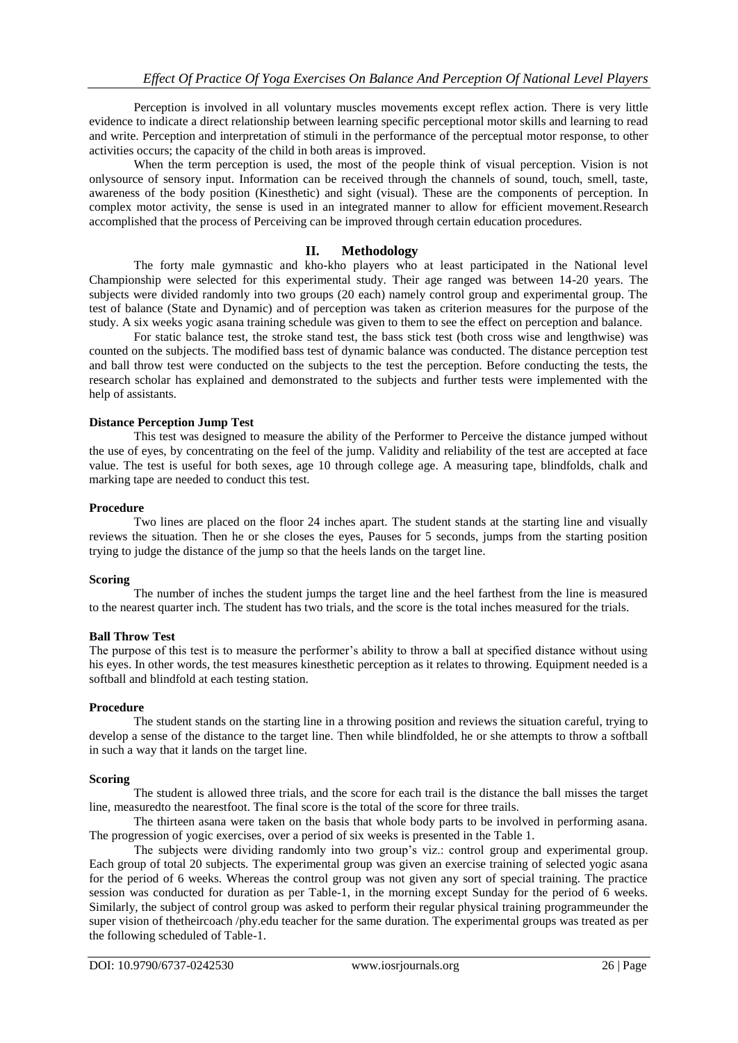Perception is involved in all voluntary muscles movements except reflex action. There is very little evidence to indicate a direct relationship between learning specific perceptional motor skills and learning to read and write. Perception and interpretation of stimuli in the performance of the perceptual motor response, to other activities occurs; the capacity of the child in both areas is improved.

When the term perception is used, the most of the people think of visual perception. Vision is not onlysource of sensory input. Information can be received through the channels of sound, touch, smell, taste, awareness of the body position (Kinesthetic) and sight (visual). These are the components of perception. In complex motor activity, the sense is used in an integrated manner to allow for efficient movement.Research accomplished that the process of Perceiving can be improved through certain education procedures.

## II. Methodology

The forty male gymnastic and kho-kho players who at least participated in the National level Championship were selected for this experimental study. Their age ranged was between 14-20 years. The subjects were divided randomly into two groups (20 each) namely control group and experimental group. The test of balance (State and Dynamic) and of perception was taken as criterion measures for the purpose of the study. A six weeks yogic asana training schedule was given to them to see the effect on perception and balance.

For static balance test, the stroke stand test, the bass stick test (both cross wise and lengthwise) was counted on the subjects. The modified bass test of dynamic balance was conducted. The distance perception test and ball throw test were conducted on the subjects to the test the perception. Before conducting the tests, the research scholar has explained and demonstrated to the subjects and further tests were implemented with the help of assistants.

**Distance Perception Jump Test**

This test was designed to measure the ability of the Performer to Perceive the distance jumped without the use of eyes, by concentrating on the feel of the jump. Validity and reliability of the test are accepted at face value. The test is useful for both sexes, age 10 through college age. A measuring tape, blindfolds, chalk and marking tape are needed to conduct this test.

**Procedure**

Two lines are placed on the floor 24 inches apart. The student stands at the starting line and visually reviews the situation. Then he or she closes the eyes, Pauses for 5 seconds, jumps from the starting position trying to judge the distance of the jump so that the heels lands on the target line.

**Scoring**

The number of inches the student jumps the target line and the heel farthest from the line is measured to the nearest quarter inch. The student has two trials, and the score is the total inches measured for the trials.

**Ball Throw Test**

The purpose of this test is to measure the performer's ability to throw a ball at specified distance without using his eyes. In other words, the test measures kinesthetic perception as it relates to throwing. Equipment needed is a softball and blindfold at each testing station.

**Procedure**

The student stands on the starting line in a throwing position and reviews the situation careful, trying to develop a sense of the distance to the target line. Then while blindfolded, he or she attempts to throw a softball in such a way that it lands on the target line.

**Scoring**

The student is allowed three trials, and the score for each trail is the distance the ball misses the target line, measuredto the nearestfoot. The final score is the total of the score for three trails.

The thirteen asana were taken on the basis that whole body parts to be involved in performing asana. The progression of yogic exercises, over a period of six weeks is presented in the Table 1.

The subjects were dividing randomly into two group's viz.: control group and experimental group. Each group of total 20 subjects. The experimental group was given an exercise training of selected yogic asana for the period of 6 weeks. Whereas the control group was not given any sort of special training. The practice session was conducted for duration as per Table-1, in the morning except Sunday for the period of 6 weeks. Similarly, the subject of control group was asked to perform their regular physical training programmeunder the super vision of thetheircoach /phy.edu teacher for the same duration. The experimental groups was treated as per the following scheduled of Table-1.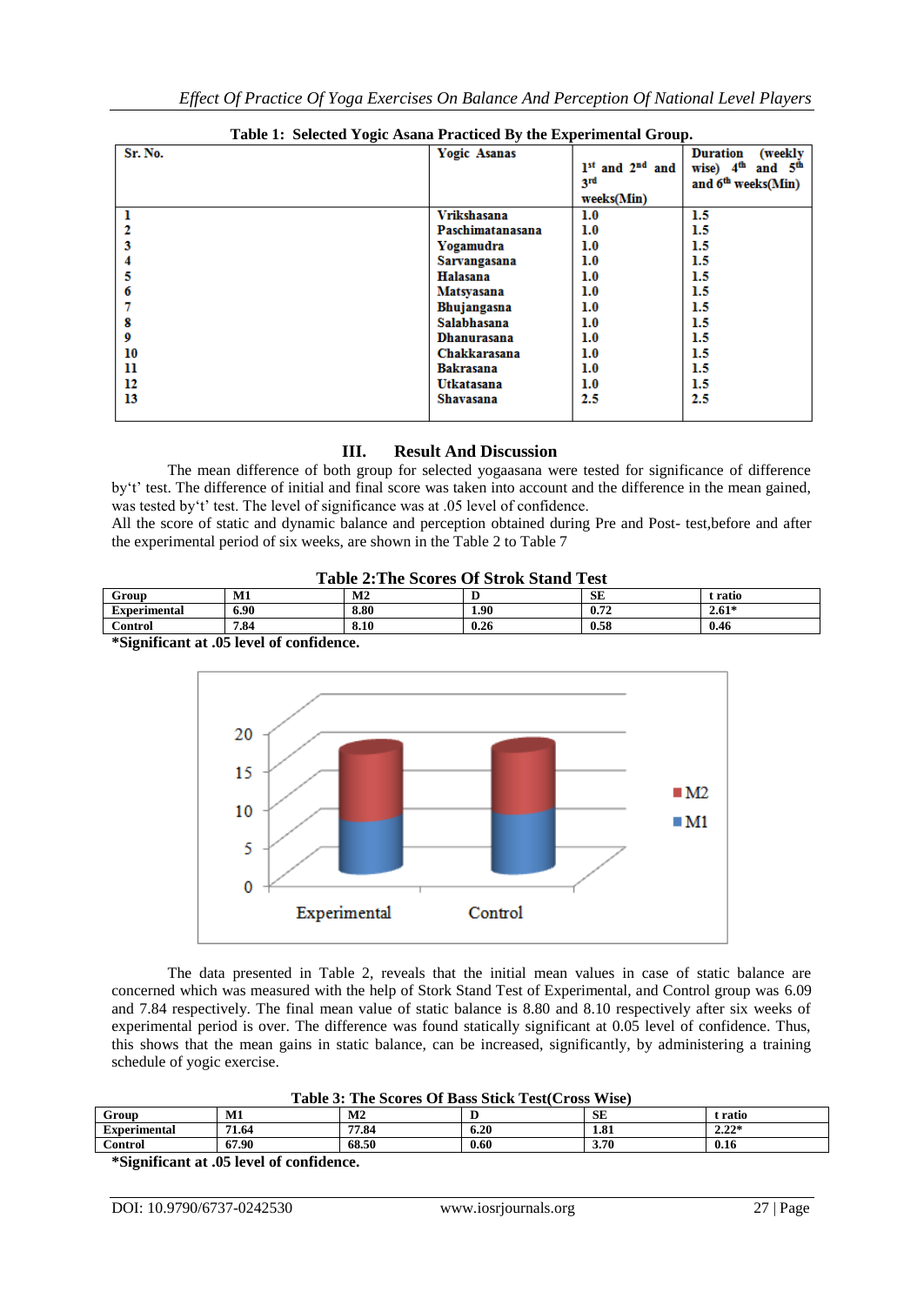**Table 1: Selected Yogic Asana Practiced By the Experimental Group.**

| Sr. No. | Yogic Asanas | 1st and 2nd and 3rd weeks(Min) | Duration (weekly wise) 4th and 5th and 6th weeks(Min) |
|---|---|---|---|
| 1 | Vrikshasana | 1.0 | 1.5 |
| 2 | Paschimatanasana | 1.0 | 1.5 |
| 3 | Yogamudra | 1.0 | 1.5 |
| 4 | Sarvangasana | 1.0 | 1.5 |
| 5 | Halasana | 1.0 | 1.5 |
| 6 | Matsyasana | 1.0 | 1.5 |
| 7 | Bhujangasna | 1.0 | 1.5 |
| 8 | Salabhasana | 1.0 | 1.5 |
| 9 | Dhanurasana | 1.0 | 1.5 |
| 10 | Chakkarasana | 1.0 | 1.5 |
| 11 | Bakrasana | 1.0 | 1.5 |
| 12 | Utkatasana | 1.0 | 1.5 |
| 13 | Shavasana | 2.5 | 2.5 |

## III. Result And Discussion

The mean difference of both group for selected yogaasana were tested for significance of difference by't' test. The difference of initial and final score was taken into account and the difference in the mean gained, was tested by't' test. The level of significance was at .05 level of confidence.

All the score of static and dynamic balance and perception obtained during Pre and Post- test,before and after the experimental period of six weeks, are shown in the Table 2 to Table 7

**Table 2:The Scores Of Strok Stand Test**

| Group | M1 | M2 | D | SE | t ratio |
|---|---|---|---|---|---|
| Experimental | 6.90 | 8.80 | 1.90 | 0.72 | 2.61* |
| Control | 7.84 | 8.10 | 0.26 | 0.58 | 0.46 |

**\*Significant at .05 level of confidence.**

The data presented in Table 2, reveals that the initial mean values in case of static balance are concerned which was measured with the help of Stork Stand Test of Experimental, and Control group was 6.09 and 7.84 respectively. The final mean value of static balance is 8.80 and 8.10 respectively after six weeks of experimental period is over. The difference was found statically significant at 0.05 level of confidence. Thus, this shows that the mean gains in static balance, can be increased, significantly, by administering a training schedule of yogic exercise.

**Table 3: The Scores Of Bass Stick Test(Cross Wise)**

| Group | M1 | M2 | D | SE | t ratio |
|---|---|---|---|---|---|
| Experimental | 71.64 | 77.84 | 6.20 | 1.81 | 2.22* |
| Control | 67.90 | 68.50 | 0.60 | 3.70 | 0.16 |

**\*Significant at .05 level of confidence.**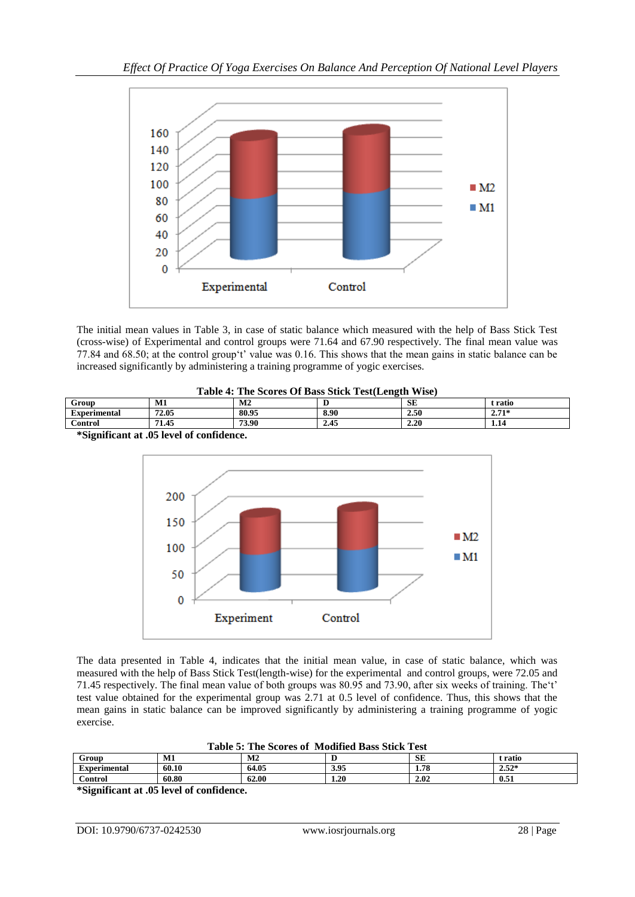The initial mean values in Table 3, in case of static balance which measured with the help of Bass Stick Test (cross-wise) of Experimental and control groups were 71.64 and 67.90 respectively. The final mean value was 77.84 and 68.50; at the control group't' value was 0.16. This shows that the mean gains in static balance can be increased significantly by administering a training programme of yogic exercises.

**Table 4: The Scores Of Bass Stick Test(Length Wise)**

| Group | M1 | M2 | D | SE | t ratio |
|---|---|---|---|---|---|
| Experimental | 72.05 | 80.95 | 8.90 | 2.50 | 2.71* |
| Control | 71.45 | 73.90 | 2.45 | 2.20 | 1.14 |

**\*Significant at .05 level of confidence.**

The data presented in Table 4, indicates that the initial mean value, in case of static balance, which was measured with the help of Bass Stick Test(length-wise) for the experimental and control groups, were 72.05 and 71.45 respectively. The final mean value of both groups was 80.95 and 73.90, after six weeks of training. The't' test value obtained for the experimental group was 2.71 at 0.5 level of confidence. Thus, this shows that the mean gains in static balance can be improved significantly by administering a training programme of yogic exercise.

**Table 5: The Scores of Modified Bass Stick Test**

| Group | M1 | M2 | D | SE | t ratio |
|---|---|---|---|---|---|
| Experimental | 60.10 | 64.05 | 3.95 | 1.78 | 2.52* |
| Control | 60.80 | 62.00 | 1.20 | 2.02 | 0.51 |

**\*Significant at .05 level of confidence.**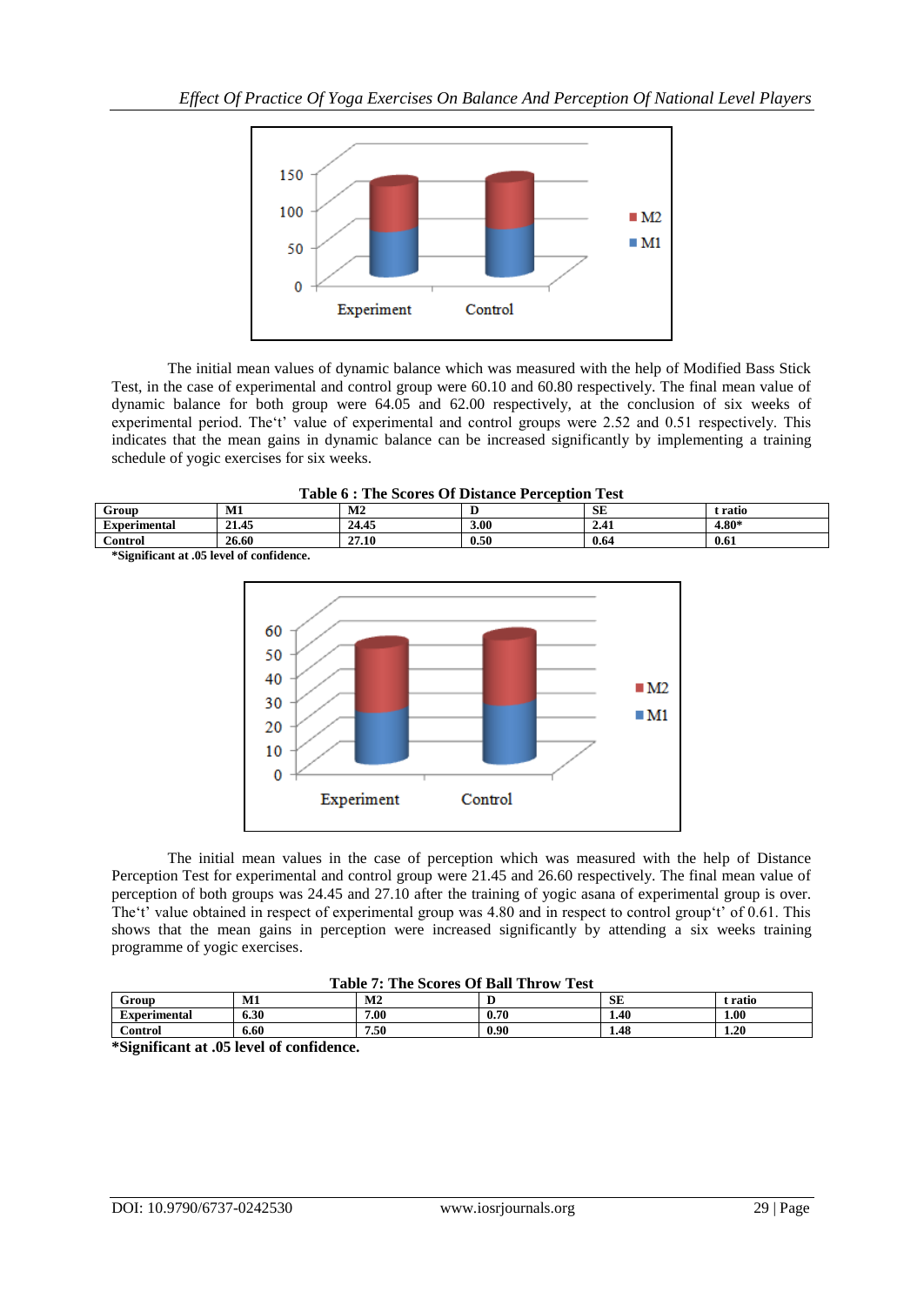The initial mean values of dynamic balance which was measured with the help of Modified Bass Stick Test, in the case of experimental and control group were 60.10 and 60.80 respectively. The final mean value of dynamic balance for both group were 64.05 and 62.00 respectively, at the conclusion of six weeks of experimental period. The't' value of experimental and control groups were 2.52 and 0.51 respectively. This indicates that the mean gains in dynamic balance can be increased significantly by implementing a training schedule of yogic exercises for six weeks.

**Table 6 : The Scores Of Distance Perception Test**

| Group | M1 | M2 | D | SE | t ratio |
|---|---|---|---|---|---|
| Experimental | 21.45 | 24.45 | 3.00 | 2.41 | 4.80* |
| Control | 26.60 | 27.10 | 0.50 | 0.64 | 0.61 |

**\*Significant at .05 level of confidence.**

The initial mean values in the case of perception which was measured with the help of Distance Perception Test for experimental and control group were 21.45 and 26.60 respectively. The final mean value of perception of both groups was 24.45 and 27.10 after the training of yogic asana of experimental group is over. The't' value obtained in respect of experimental group was 4.80 and in respect to control group't' of 0.61. This shows that the mean gains in perception were increased significantly by attending a six weeks training programme of yogic exercises.

**Table 7: The Scores Of Ball Throw Test**

| Group | M1 | M2 | D | SE | t ratio |
|---|---|---|---|---|---|
| Experimental | 6.30 | 7.00 | 0.70 | 1.40 | 1.00 |
| Control | 6.60 | 7.50 | 0.90 | 1.48 | 1.20 |

**\*Significant at .05 level of confidence.**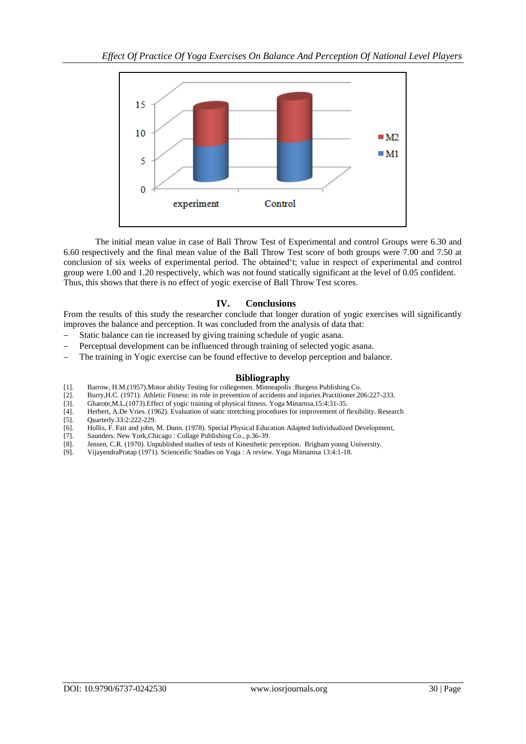15
10
5
0
experiment
Control
M2
M1

The initial mean value in case of Ball Throw Test of Experimental and control Groups were 6.30 and 6.60 respectively and the final mean value of the Ball Throw Test score of both groups were 7.00 and 7.50 at conclusion of six weeks of experimental period. The obtained't; value in respect of experimental and control group were 1.00 and 1.20 respectively, which was not found statically significant at the level of 0.05 confident. Thus, this shows that there is no effect of yogic exercise of Ball Throw Test scores.

## IV. Conclusions

From the results of this study the researcher conclude that longer duration of yogic exercises will significantly improves the balance and perception. It was concluded from the analysis of data that:

- Static balance can tie increased by giving training schedule of yogic asana.
- Perceptual development can be influenced through training of selected yogic asana.
- The training in Yogic exercise can be found effective to develop perception and balance.

## Bibliography

[1]. Barrow, H.M.(1957).Motor ability Testing for collegemen. Minneapolis :Burgess Publishing Co.
[2]. Burry,H.C. (1971). Athletic Fitness: its role in prevention of accidents and injuries.Practitioner.206:227-233.
[3]. Gharote,M.L.(1073).Effect of yogic training of physical fitness. Yoga Minarnsa.15:4:31-35.
[4]. Herbert, A.De Vries. (1962). Evaluation of static stretching procedures for improvement of flexibility. Research
[5]. Quarterly.33:2:222-229.
[6]. Hollis, F. Fait and john, M. Dunn. (1978). Special Physical Education Adapted Individualized Development,
[7]. Saunders. New York,Chicago : Collage Publishing Co., p.36-39.
[8]. Jensen, C.R. (1970). Unpublished studies of tests of Kinesthetic perception. Brigham young University.
[9]. VijayendraPratap (1971). Scienceific Studies on Yoga : A review. Yoga Mimamsa 13:4:1-18.